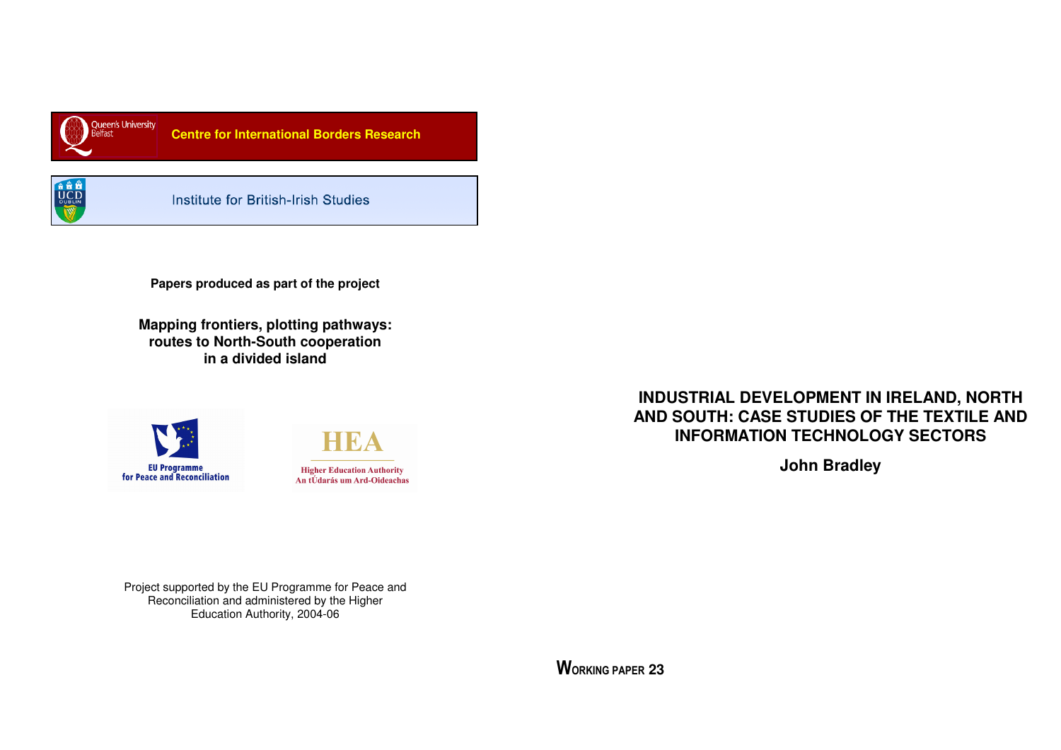Queen's University Belfast

**Centre for International Borders Research**

UCD Dublin

Institute for British-Irish Studies

**Papers produced as part of the project**

**Mapping frontiers, plotting pathways: routes to North-South cooperation in a divided island**

EU Programme for Peace and Reconciliation

HEA
Higher Education Authority
An tÚdarás um Ard-Oideachas

Project supported by the EU Programme for Peace and Reconciliation and administered by the Higher Education Authority, 2004-06

# INDUSTRIAL DEVELOPMENT IN IRELAND, NORTH AND SOUTH: CASE STUDIES OF THE TEXTILE AND INFORMATION TECHNOLOGY SECTORS

**John Bradley**

**WORKING PAPER 23**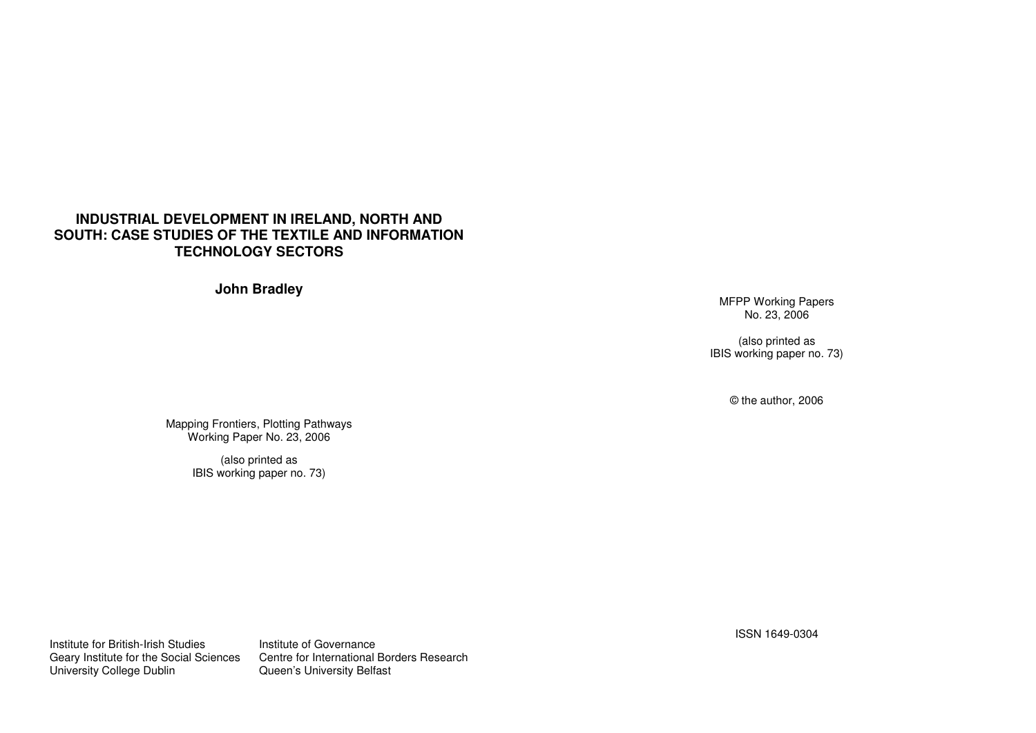# INDUSTRIAL DEVELOPMENT IN IRELAND, NORTH AND SOUTH: CASE STUDIES OF THE TEXTILE AND INFORMATION TECHNOLOGY SECTORS

**John Bradley**

Mapping Frontiers, Plotting Pathways
Working Paper No. 23, 2006

(also printed as
IBIS working paper no. 73)

Institute for British-Irish Studies
Geary Institute for the Social Sciences
University College Dublin

Institute of Governance
Centre for International Borders Research
Queen's University Belfast

MFPP Working Papers
No. 23, 2006

(also printed as
IBIS working paper no. 73)

© the author, 2006

ISSN 1649-0304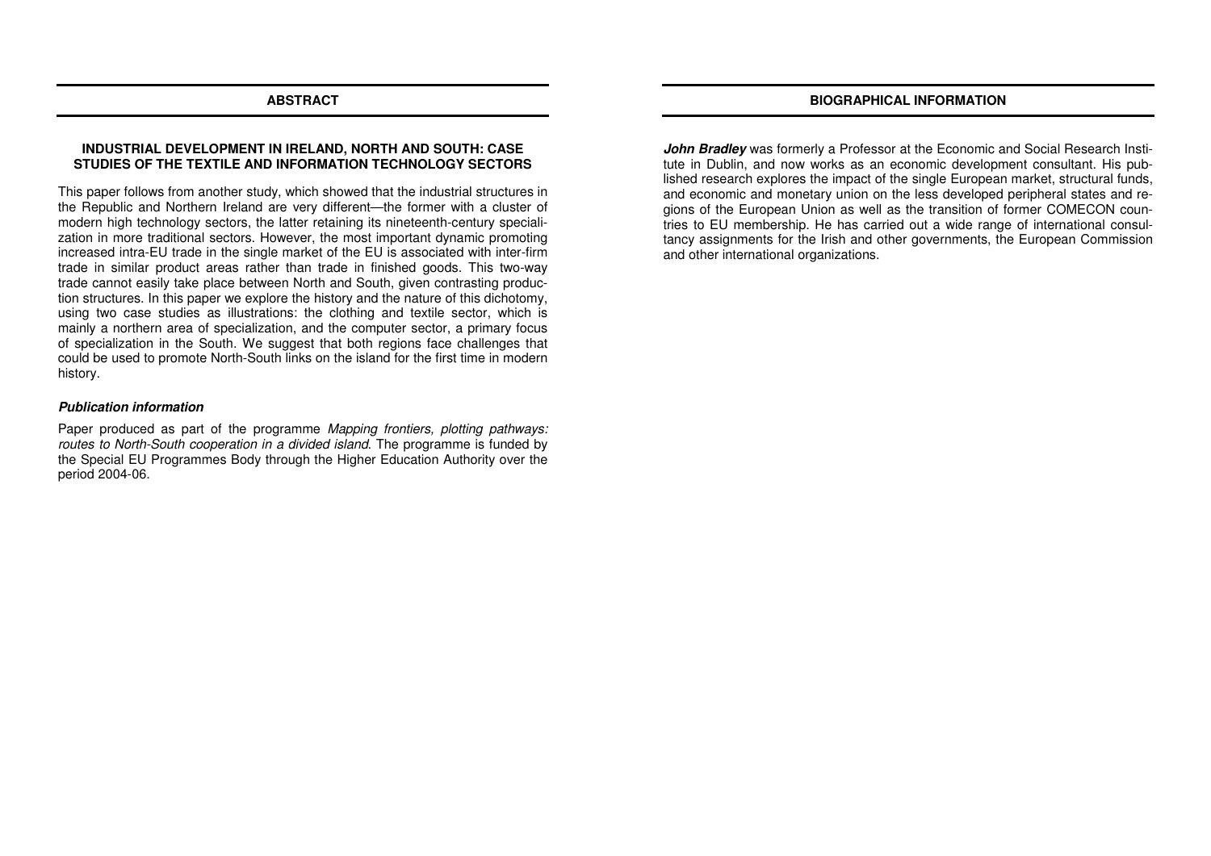## ABSTRACT

### INDUSTRIAL DEVELOPMENT IN IRELAND, NORTH AND SOUTH: CASE STUDIES OF THE TEXTILE AND INFORMATION TECHNOLOGY SECTORS

This paper follows from another study, which showed that the industrial structures in the Republic and Northern Ireland are very different—the former with a cluster of modern high technology sectors, the latter retaining its nineteenth-century specialization in more traditional sectors. However, the most important dynamic promoting increased intra-EU trade in the single market of the EU is associated with inter-firm trade in similar product areas rather than trade in finished goods. This two-way trade cannot easily take place between North and South, given contrasting production structures. In this paper we explore the history and the nature of this dichotomy, using two case studies as illustrations: the clothing and textile sector, which is mainly a northern area of specialization, and the computer sector, a primary focus of specialization in the South. We suggest that both regions face challenges that could be used to promote North-South links on the island for the first time in modern history.

***Publication information***

Paper produced as part of the programme *Mapping frontiers, plotting pathways: routes to North-South cooperation in a divided island*. The programme is funded by the Special EU Programmes Body through the Higher Education Authority over the period 2004-06.

## BIOGRAPHICAL INFORMATION

***John Bradley*** was formerly a Professor at the Economic and Social Research Institute in Dublin, and now works as an economic development consultant. His published research explores the impact of the single European market, structural funds, and economic and monetary union on the less developed peripheral states and regions of the European Union as well as the transition of former COMECON countries to EU membership. He has carried out a wide range of international consultancy assignments for the Irish and other governments, the European Commission and other international organizations.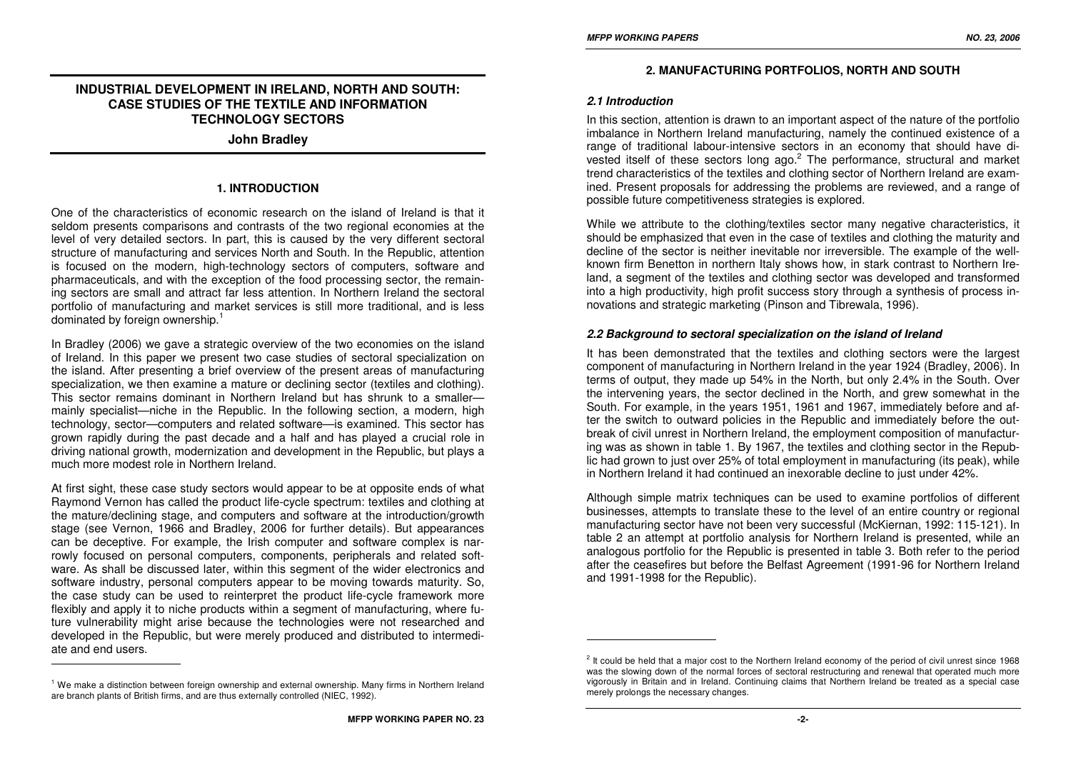# INDUSTRIAL DEVELOPMENT IN IRELAND, NORTH AND SOUTH: CASE STUDIES OF THE TEXTILE AND INFORMATION TECHNOLOGY SECTORS

**John Bradley**

## 1. INTRODUCTION

One of the characteristics of economic research on the island of Ireland is that it seldom presents comparisons and contrasts of the two regional economies at the level of very detailed sectors. In part, this is caused by the very different sectoral structure of manufacturing and services North and South. In the Republic, attention is focused on the modern, high-technology sectors of computers, software and pharmaceuticals, and with the exception of the food processing sector, the remaining sectors are small and attract far less attention. In Northern Ireland the sectoral portfolio of manufacturing and market services is still more traditional, and is less dominated by foreign ownership.[1]

In Bradley (2006) we gave a strategic overview of the two economies on the island of Ireland. In this paper we present two case studies of sectoral specialization on the island. After presenting a brief overview of the present areas of manufacturing specialization, we then examine a mature or declining sector (textiles and clothing). This sector remains dominant in Northern Ireland but has shrunk to a smaller—mainly specialist—niche in the Republic. In the following section, a modern, high technology, sector—computers and related software—is examined. This sector has grown rapidly during the past decade and a half and has played a crucial role in driving national growth, modernization and development in the Republic, but plays a much more modest role in Northern Ireland.

At first sight, these case study sectors would appear to be at opposite ends of what Raymond Vernon has called the product life-cycle spectrum: textiles and clothing at the mature/declining stage, and computers and software at the introduction/growth stage (see Vernon, 1966 and Bradley, 2006 for further details). But appearances can be deceptive. For example, the Irish computer and software complex is narrowly focused on personal computers, components, peripherals and related software. As shall be discussed later, within this segment of the wider electronics and software industry, personal computers appear to be moving towards maturity. So, the case study can be used to reinterpret the product life-cycle framework more flexibly and apply it to niche products within a segment of manufacturing, where future vulnerability might arise because the technologies were not researched and developed in the Republic, but were merely produced and distributed to intermediate and end users.

[1] We make a distinction between foreign ownership and external ownership. Many firms in Northern Ireland are branch plants of British firms, and are thus externally controlled (NIEC, 1992).

## 2. MANUFACTURING PORTFOLIOS, NORTH AND SOUTH

### *2.1 Introduction*

In this section, attention is drawn to an important aspect of the nature of the portfolio imbalance in Northern Ireland manufacturing, namely the continued existence of a range of traditional labour-intensive sectors in an economy that should have divested itself of these sectors long ago.[2] The performance, structural and market trend characteristics of the textiles and clothing sector of Northern Ireland are examined. Present proposals for addressing the problems are reviewed, and a range of possible future competitiveness strategies is explored.

While we attribute to the clothing/textiles sector many negative characteristics, it should be emphasized that even in the case of textiles and clothing the maturity and decline of the sector is neither inevitable nor irreversible. The example of the well-known firm Benetton in northern Italy shows how, in stark contrast to Northern Ireland, a segment of the textiles and clothing sector was developed and transformed into a high productivity, high profit success story through a synthesis of process innovations and strategic marketing (Pinson and Tibrewala, 1996).

### *2.2 Background to sectoral specialization on the island of Ireland*

It has been demonstrated that the textiles and clothing sectors were the largest component of manufacturing in Northern Ireland in the year 1924 (Bradley, 2006). In terms of output, they made up 54% in the North, but only 2.4% in the South. Over the intervening years, the sector declined in the North, and grew somewhat in the South. For example, in the years 1951, 1961 and 1967, immediately before and after the switch to outward policies in the Republic and immediately before the outbreak of civil unrest in Northern Ireland, the employment composition of manufacturing was as shown in table 1. By 1967, the textiles and clothing sector in the Republic had grown to just over 25% of total employment in manufacturing (its peak), while in Northern Ireland it had continued an inexorable decline to just under 42%.

Although simple matrix techniques can be used to examine portfolios of different businesses, attempts to translate these to the level of an entire country or regional manufacturing sector have not been very successful (McKiernan, 1992: 115-121). In table 2 an attempt at portfolio analysis for Northern Ireland is presented, while an analogous portfolio for the Republic is presented in table 3. Both refer to the period after the ceasefires but before the Belfast Agreement (1991-96 for Northern Ireland and 1991-1998 for the Republic).

[2] It could be held that a major cost to the Northern Ireland economy of the period of civil unrest since 1968 was the slowing down of the normal forces of sectoral restructuring and renewal that operated much more vigorously in Britain and in Ireland. Continuing claims that Northern Ireland be treated as a special case merely prolongs the necessary changes.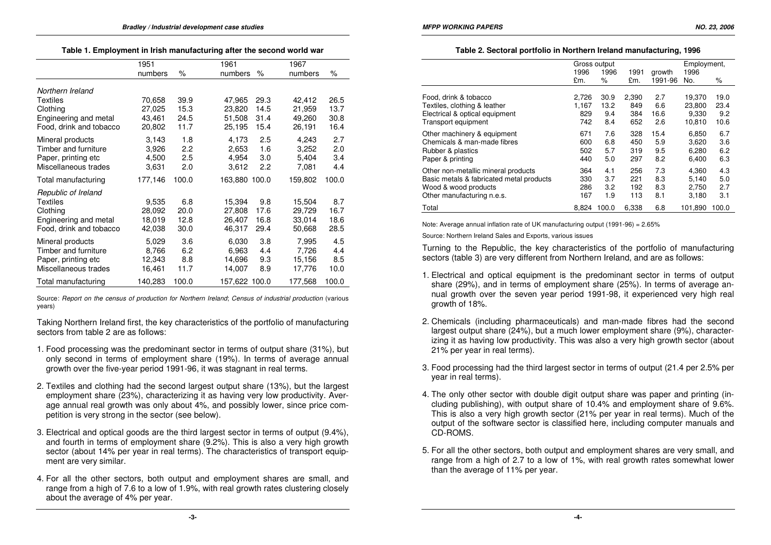**Table 1. Employment in Irish manufacturing after the second world war**

| | 1951 | | 1961 | | 1967 | |
|---|---|---|---|---|---|---|
| | numbers | % | numbers | % | numbers | % |
| *Northern Ireland* | | | | | | |
| Textiles | 70,658 | 39.9 | 47,965 | 29.3 | 42,412 | 26.5 |
| Clothing | 27,025 | 15.3 | 23,820 | 14.5 | 21,959 | 13.7 |
| Engineering and metal | 43,461 | 24.5 | 51,508 | 31.4 | 49,260 | 30.8 |
| Food, drink and tobacco | 20,802 | 11.7 | 25,195 | 15.4 | 26,191 | 16.4 |
| Mineral products | 3,143 | 1.8 | 4,173 | 2.5 | 4,243 | 2.7 |
| Timber and furniture | 3,926 | 2.2 | 2,653 | 1.6 | 3,252 | 2.0 |
| Paper, printing etc | 4,500 | 2.5 | 4,954 | 3.0 | 5,404 | 3.4 |
| Miscellaneous trades | 3,631 | 2.0 | 3,612 | 2.2 | 7,081 | 4.4 |
| Total manufacturing | 177,146 | 100.0 | 163,880 | 100.0 | 159,802 | 100.0 |
| *Republic of Ireland* | | | | | | |
| Textiles | 9,535 | 6.8 | 15,394 | 9.8 | 15,504 | 8.7 |
| Clothing | 28,092 | 20.0 | 27,808 | 17.6 | 29,729 | 16.7 |
| Engineering and metal | 18,019 | 12.8 | 26,407 | 16.8 | 33,014 | 18.6 |
| Food, drink and tobacco | 42,038 | 30.0 | 46,317 | 29.4 | 50,668 | 28.5 |
| Mineral products | 5,029 | 3.6 | 6,030 | 3.8 | 7,995 | 4.5 |
| Timber and furniture | 8,766 | 6.2 | 6,963 | 4.4 | 7,726 | 4.4 |
| Paper, printing etc | 12,343 | 8.8 | 14,696 | 9.3 | 15,156 | 8.5 |
| Miscellaneous trades | 16,461 | 11.7 | 14,007 | 8.9 | 17,776 | 10.0 |
| Total manufacturing | 140,283 | 100.0 | 157,622 | 100.0 | 177,568 | 100.0 |

Source: *Report on the census of production for Northern Ireland*; *Census of industrial production* (various years)

Taking Northern Ireland first, the key characteristics of the portfolio of manufacturing sectors from table 2 are as follows:

1. Food processing was the predominant sector in terms of output share (31%), but only second in terms of employment share (19%). In terms of average annual growth over the five-year period 1991-96, it was stagnant in real terms.
2. Textiles and clothing had the second largest output share (13%), but the largest employment share (23%), characterizing it as having very low productivity. Average annual real growth was only about 4%, and possibly lower, since price competition is very strong in the sector (see below).
3. Electrical and optical goods are the third largest sector in terms of output (9.4%), and fourth in terms of employment share (9.2%). This is also a very high growth sector (about 14% per year in real terms). The characteristics of transport equipment are very similar.
4. For all the other sectors, both output and employment shares are small, and range from a high of 7.6 to a low of 1.9%, with real growth rates clustering closely about the average of 4% per year.

**Table 2. Sectoral portfolio in Northern Ireland manufacturing, 1996**

| | Gross output | | | | Employment, | |
|---|---|---|---|---|---|---|
| | 1996 | 1996 | 1991 | growth | 1996 | |
| | £m. | % | £m. | 1991-96 | No. | % |
| Food, drink & tobacco | 2,726 | 30.9 | 2,390 | 2.7 | 19,370 | 19.0 |
| Textiles, clothing & leather | 1,167 | 13.2 | 849 | 6.6 | 23,800 | 23.4 |
| Electrical & optical equipment | 829 | 9.4 | 384 | 16.6 | 9,330 | 9.2 |
| Transport equipment | 742 | 8.4 | 652 | 2.6 | 10,810 | 10.6 |
| Other machinery & equipment | 671 | 7.6 | 328 | 15.4 | 6,850 | 6.7 |
| Chemicals & man-made fibres | 600 | 6.8 | 450 | 5.9 | 3,620 | 3.6 |
| Rubber & plastics | 502 | 5.7 | 319 | 9.5 | 6,280 | 6.2 |
| Paper & printing | 440 | 5.0 | 297 | 8.2 | 6,400 | 6.3 |
| Other non-metallic mineral products | 364 | 4.1 | 256 | 7.3 | 4,360 | 4.3 |
| Basic metals & fabricated metal products | 330 | 3.7 | 221 | 8.3 | 5,140 | 5.0 |
| Wood & wood products | 286 | 3.2 | 192 | 8.3 | 2,750 | 2.7 |
| Other manufacturing n.e.s. | 167 | 1.9 | 113 | 8.1 | 3,180 | 3.1 |
| Total | 8,824 | 100.0 | 6,338 | 6.8 | 101,890 | 100.0 |

Note: Average annual inflation rate of UK manufacturing output (1991-96) = 2.65%

Source: Northern Ireland Sales and Exports, various issues

Turning to the Republic, the key characteristics of the portfolio of manufacturing sectors (table 3) are very different from Northern Ireland, and are as follows:

1. Electrical and optical equipment is the predominant sector in terms of output share (29%), and in terms of employment share (25%). In terms of average annual growth over the seven year period 1991-98, it experienced very high real growth of 18%.
2. Chemicals (including pharmaceuticals) and man-made fibres had the second largest output share (24%), but a much lower employment share (9%), characterizing it as having low productivity. This was also a very high growth sector (about 21% per year in real terms).
3. Food processing had the third largest sector in terms of output (21.4 per 2.5% per year in real terms).
4. The only other sector with double digit output share was paper and printing (including publishing), with output share of 10.4% and employment share of 9.6%. This is also a very high growth sector (21% per year in real terms). Much of the output of the software sector is classified here, including computer manuals and CD-ROMS.
5. For all the other sectors, both output and employment shares are very small, and range from a high of 2.7 to a low of 1%, with real growth rates somewhat lower than the average of 11% per year.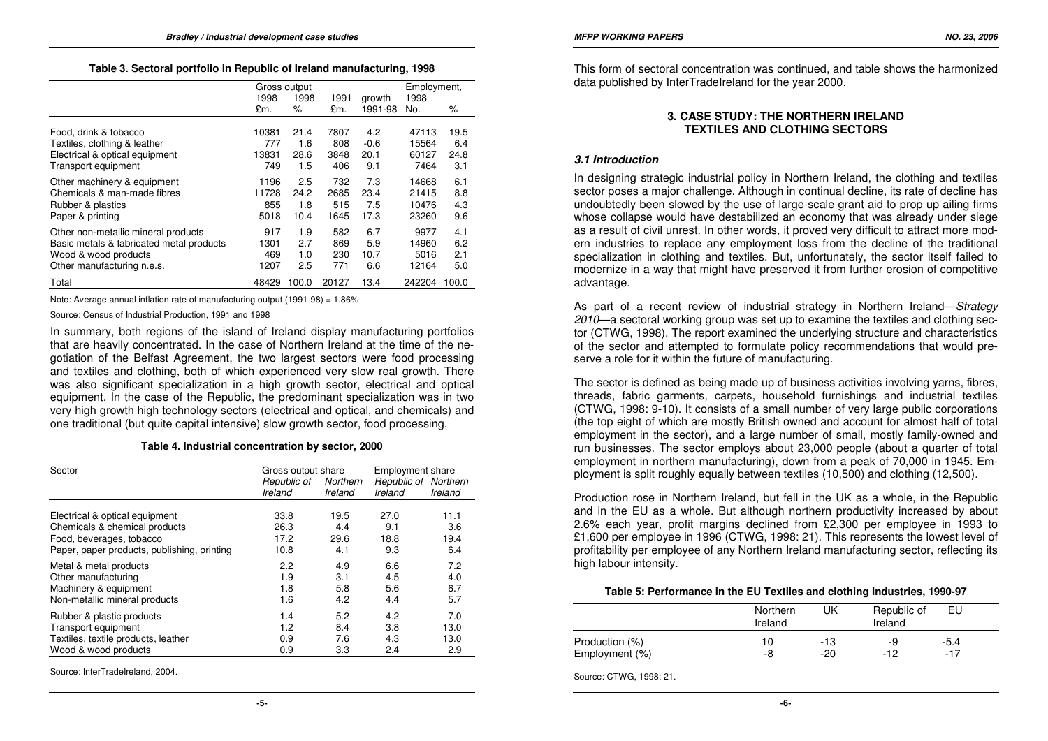**Table 3. Sectoral portfolio in Republic of Ireland manufacturing, 1998**

| | Gross output 1998 £m. | 1998 % | 1991 £m. | growth 1991-98 | Employment, 1998 No. | % |
|---|---|---|---|---|---|---|
| Food, drink & tobacco | 10381 | 21.4 | 7807 | 4.2 | 47113 | 19.5 |
| Textiles, clothing & leather | 777 | 1.6 | 808 | -0.6 | 15564 | 6.4 |
| Electrical & optical equipment | 13831 | 28.6 | 3848 | 20.1 | 60127 | 24.8 |
| Transport equipment | 749 | 1.5 | 406 | 9.1 | 7464 | 3.1 |
| Other machinery & equipment | 1196 | 2.5 | 732 | 7.3 | 14668 | 6.1 |
| Chemicals & man-made fibres | 11728 | 24.2 | 2685 | 23.4 | 21415 | 8.8 |
| Rubber & plastics | 855 | 1.8 | 515 | 7.5 | 10476 | 4.3 |
| Paper & printing | 5018 | 10.4 | 1645 | 17.3 | 23260 | 9.6 |
| Other non-metallic mineral products | 917 | 1.9 | 582 | 6.7 | 9977 | 4.1 |
| Basic metals & fabricated metal products | 1301 | 2.7 | 869 | 5.9 | 14960 | 6.2 |
| Wood & wood products | 469 | 1.0 | 230 | 10.7 | 5016 | 2.1 |
| Other manufacturing n.e.s. | 1207 | 2.5 | 771 | 6.6 | 12164 | 5.0 |
| Total | 48429 | 100.0 | 20127 | 13.4 | 242204 | 100.0 |

Note: Average annual inflation rate of manufacturing output (1991-98) = 1.86%

Source: Census of Industrial Production, 1991 and 1998

In summary, both regions of the island of Ireland display manufacturing portfolios that are heavily concentrated. In the case of Northern Ireland at the time of the negotiation of the Belfast Agreement, the two largest sectors were food processing and textiles and clothing, both of which experienced very slow real growth. There was also significant specialization in a high growth sector, electrical and optical equipment. In the case of the Republic, the predominant specialization was in two very high growth high technology sectors (electrical and optical, and chemicals) and one traditional (but quite capital intensive) slow growth sector, food processing.

**Table 4. Industrial concentration by sector, 2000**

| Sector | Gross output share | | Employment share | |
|---|---|---|---|---|
| | *Republic of Ireland* | *Northern Ireland* | *Republic of Ireland* | *Northern Ireland* |
| Electrical & optical equipment | 33.8 | 19.5 | 27.0 | 11.1 |
| Chemicals & chemical products | 26.3 | 4.4 | 9.1 | 3.6 |
| Food, beverages, tobacco | 17.2 | 29.6 | 18.8 | 19.4 |
| Paper, paper products, publishing, printing | 10.8 | 4.1 | 9.3 | 6.4 |
| Metal & metal products | 2.2 | 4.9 | 6.6 | 7.2 |
| Other manufacturing | 1.9 | 3.1 | 4.5 | 4.0 |
| Machinery & equipment | 1.8 | 5.8 | 5.6 | 6.7 |
| Non-metallic mineral products | 1.6 | 4.2 | 4.4 | 5.7 |
| Rubber & plastic products | 1.4 | 5.2 | 4.2 | 7.0 |
| Transport equipment | 1.2 | 8.4 | 3.8 | 13.0 |
| Textiles, textile products, leather | 0.9 | 7.6 | 4.3 | 13.0 |
| Wood & wood products | 0.9 | 3.3 | 2.4 | 2.9 |

Source: InterTradeIreland, 2004.

This form of sectoral concentration was continued, and table shows the harmonized data published by InterTradeIreland for the year 2000.

## 3. CASE STUDY: THE NORTHERN IRELAND TEXTILES AND CLOTHING SECTORS

### *3.1 Introduction*

In designing strategic industrial policy in Northern Ireland, the clothing and textiles sector poses a major challenge. Although in continual decline, its rate of decline has undoubtedly been slowed by the use of large-scale grant aid to prop up ailing firms whose collapse would have destabilized an economy that was already under siege as a result of civil unrest. In other words, it proved very difficult to attract more modern industries to replace any employment loss from the decline of the traditional specialization in clothing and textiles. But, unfortunately, the sector itself failed to modernize in a way that might have preserved it from further erosion of competitive advantage.

As part of a recent review of industrial strategy in Northern Ireland—*Strategy 2010*—a sectoral working group was set up to examine the textiles and clothing sector (CTWG, 1998). The report examined the underlying structure and characteristics of the sector and attempted to formulate policy recommendations that would preserve a role for it within the future of manufacturing.

The sector is defined as being made up of business activities involving yarns, fibres, threads, fabric garments, carpets, household furnishings and industrial textiles (CTWG, 1998: 9-10). It consists of a small number of very large public corporations (the top eight of which are mostly British owned and account for almost half of total employment in the sector), and a large number of small, mostly family-owned and run businesses. The sector employs about 23,000 people (about a quarter of total employment in northern manufacturing), down from a peak of 70,000 in 1945. Employment is split roughly equally between textiles (10,500) and clothing (12,500).

Production rose in Northern Ireland, but fell in the UK as a whole, in the Republic and in the EU as a whole. But although northern productivity increased by about 2.6% each year, profit margins declined from £2,300 per employee in 1993 to £1,600 per employee in 1996 (CTWG, 1998: 21). This represents the lowest level of profitability per employee of any Northern Ireland manufacturing sector, reflecting its high labour intensity.

**Table 5: Performance in the EU Textiles and clothing Industries, 1990-97**

| | Northern Ireland | UK | Republic of Ireland | EU |
|---|---|---|---|---|
| Production (%) | 10 | -13 | -9 | -5.4 |
| Employment (%) | -8 | -20 | -12 | -17 |

Source: CTWG, 1998: 21.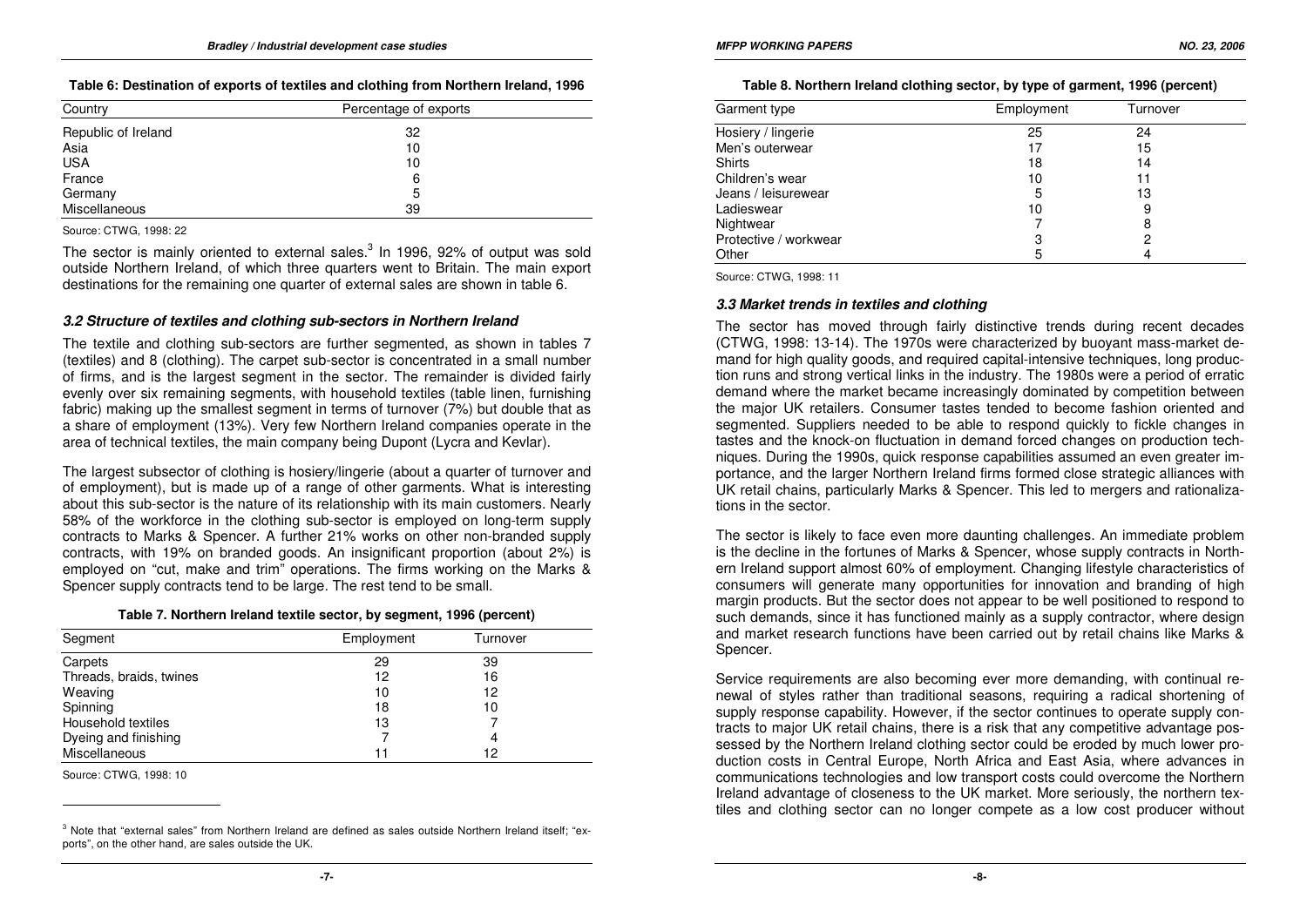**Table 6: Destination of exports of textiles and clothing from Northern Ireland, 1996**

| Country | Percentage of exports |
|---|---|
| Republic of Ireland | 32 |
| Asia | 10 |
| USA | 10 |
| France | 6 |
| Germany | 5 |
| Miscellaneous | 39 |

Source: CTWG, 1998: 22

The sector is mainly oriented to external sales.[3] In 1996, 92% of output was sold outside Northern Ireland, of which three quarters went to Britain. The main export destinations for the remaining one quarter of external sales are shown in table 6.

### *3.2 Structure of textiles and clothing sub-sectors in Northern Ireland*

The textile and clothing sub-sectors are further segmented, as shown in tables 7 (textiles) and 8 (clothing). The carpet sub-sector is concentrated in a small number of firms, and is the largest segment in the sector. The remainder is divided fairly evenly over six remaining segments, with household textiles (table linen, furnishing fabric) making up the smallest segment in terms of turnover (7%) but double that as a share of employment (13%). Very few Northern Ireland companies operate in the area of technical textiles, the main company being Dupont (Lycra and Kevlar).

The largest subsector of clothing is hosiery/lingerie (about a quarter of turnover and of employment), but is made up of a range of other garments. What is interesting about this sub-sector is the nature of its relationship with its main customers. Nearly 58% of the workforce in the clothing sub-sector is employed on long-term supply contracts to Marks & Spencer. A further 21% works on other non-branded supply contracts, with 19% on branded goods. An insignificant proportion (about 2%) is employed on "cut, make and trim" operations. The firms working on the Marks & Spencer supply contracts tend to be large. The rest tend to be small.

**Table 7. Northern Ireland textile sector, by segment, 1996 (percent)**

| Segment | Employment | Turnover |
|---|---|---|
| Carpets | 29 | 39 |
| Threads, braids, twines | 12 | 16 |
| Weaving | 10 | 12 |
| Spinning | 18 | 10 |
| Household textiles | 13 | 7 |
| Dyeing and finishing | 7 | 4 |
| Miscellaneous | 11 | 12 |

Source: CTWG, 1998: 10

[3] Note that "external sales" from Northern Ireland are defined as sales outside Northern Ireland itself; "exports", on the other hand, are sales outside the UK.

**Table 8. Northern Ireland clothing sector, by type of garment, 1996 (percent)**

| Garment type | Employment | Turnover |
|---|---|---|
| Hosiery / lingerie | 25 | 24 |
| Men's outerwear | 17 | 15 |
| Shirts | 18 | 14 |
| Children's wear | 10 | 11 |
| Jeans / leisurewear | 5 | 13 |
| Ladieswear | 10 | 9 |
| Nightwear | 7 | 8 |
| Protective / workwear | 3 | 2 |
| Other | 5 | 4 |

Source: CTWG, 1998: 11

### *3.3 Market trends in textiles and clothing*

The sector has moved through fairly distinctive trends during recent decades (CTWG, 1998: 13-14). The 1970s were characterized by buoyant mass-market demand for high quality goods, and required capital-intensive techniques, long production runs and strong vertical links in the industry. The 1980s were a period of erratic demand where the market became increasingly dominated by competition between the major UK retailers. Consumer tastes tended to become fashion oriented and segmented. Suppliers needed to be able to respond quickly to fickle changes in tastes and the knock-on fluctuation in demand forced changes on production techniques. During the 1990s, quick response capabilities assumed an even greater importance, and the larger Northern Ireland firms formed close strategic alliances with UK retail chains, particularly Marks & Spencer. This led to mergers and rationalizations in the sector.

The sector is likely to face even more daunting challenges. An immediate problem is the decline in the fortunes of Marks & Spencer, whose supply contracts in Northern Ireland support almost 60% of employment. Changing lifestyle characteristics of consumers will generate many opportunities for innovation and branding of high margin products. But the sector does not appear to be well positioned to respond to such demands, since it has functioned mainly as a supply contractor, where design and market research functions have been carried out by retail chains like Marks & Spencer.

Service requirements are also becoming ever more demanding, with continual renewal of styles rather than traditional seasons, requiring a radical shortening of supply response capability. However, if the sector continues to operate supply contracts to major UK retail chains, there is a risk that any competitive advantage possessed by the Northern Ireland clothing sector could be eroded by much lower production costs in Central Europe, North Africa and East Asia, where advances in communications technologies and low transport costs could overcome the Northern Ireland advantage of closeness to the UK market. More seriously, the northern textiles and clothing sector can no longer compete as a low cost producer without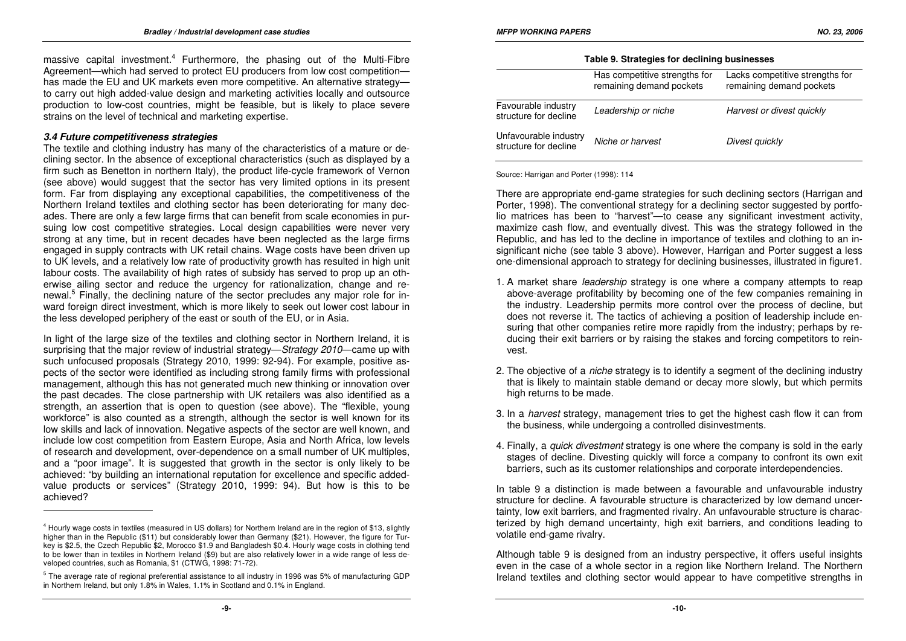massive capital investment.[4] Furthermore, the phasing out of the Multi-Fibre Agreement—which had served to protect EU producers from low cost competition—has made the EU and UK markets even more competitive. An alternative strategy—to carry out high added-value design and marketing activities locally and outsource production to low-cost countries, might be feasible, but is likely to place severe strains on the level of technical and marketing expertise.

### *3.4 Future competitiveness strategies*

The textile and clothing industry has many of the characteristics of a mature or declining sector. In the absence of exceptional characteristics (such as displayed by a firm such as Benetton in northern Italy), the product life-cycle framework of Vernon (see above) would suggest that the sector has very limited options in its present form. Far from displaying any exceptional capabilities, the competitiveness of the Northern Ireland textiles and clothing sector has been deteriorating for many decades. There are only a few large firms that can benefit from scale economies in pursuing low cost competitive strategies. Local design capabilities were never very strong at any time, but in recent decades have been neglected as the large firms engaged in supply contracts with UK retail chains. Wage costs have been driven up to UK levels, and a relatively low rate of productivity growth has resulted in high unit labour costs. The availability of high rates of subsidy has served to prop up an otherwise ailing sector and reduce the urgency for rationalization, change and renewal.[5] Finally, the declining nature of the sector precludes any major role for inward foreign direct investment, which is more likely to seek out lower cost labour in the less developed periphery of the east or south of the EU, or in Asia.

In light of the large size of the textiles and clothing sector in Northern Ireland, it is surprising that the major review of industrial strategy—*Strategy 2010*—came up with such unfocused proposals (Strategy 2010, 1999: 92-94). For example, positive aspects of the sector were identified as including strong family firms with professional management, although this has not generated much new thinking or innovation over the past decades. The close partnership with UK retailers was also identified as a strength, an assertion that is open to question (see above). The "flexible, young workforce" is also counted as a strength, although the sector is well known for its low skills and lack of innovation. Negative aspects of the sector are well known, and include low cost competition from Eastern Europe, Asia and North Africa, low levels of research and development, over-dependence on a small number of UK multiples, and a "poor image". It is suggested that growth in the sector is only likely to be achieved: "by building an international reputation for excellence and specific added-value products or services" (Strategy 2010, 1999: 94). But how is this to be achieved?

[4] Hourly wage costs in textiles (measured in US dollars) for Northern Ireland are in the region of $13, slightly higher than in the Republic ($11) but considerably lower than Germany ($21). However, the figure for Turkey is $2.5, the Czech Republic $2, Morocco $1.9 and Bangladesh $0.4. Hourly wage costs in clothing tend to be lower than in textiles in Northern Ireland ($9) but are also relatively lower in a wide range of less developed countries, such as Romania, $1 (CTWG, 1998: 71-72).

[5] The average rate of regional preferential assistance to all industry in 1996 was 5% of manufacturing GDP in Northern Ireland, but only 1.8% in Wales, 1.1% in Scotland and 0.1% in England.

**Table 9. Strategies for declining businesses**

| | Has competitive strengths for remaining demand pockets | Lacks competitive strengths for remaining demand pockets |
|---|---|---|
| Favourable industry structure for decline | *Leadership or niche* | *Harvest or divest quickly* |
| Unfavourable industry structure for decline | *Niche or harvest* | *Divest quickly* |

Source: Harrigan and Porter (1998): 114

There are appropriate end-game strategies for such declining sectors (Harrigan and Porter, 1998). The conventional strategy for a declining sector suggested by portfolio matrices has been to "harvest"—to cease any significant investment activity, maximize cash flow, and eventually divest. This was the strategy followed in the Republic, and has led to the decline in importance of textiles and clothing to an insignificant niche (see table 3 above). However, Harrigan and Porter suggest a less one-dimensional approach to strategy for declining businesses, illustrated in figure1.

1. A market share *leadership* strategy is one where a company attempts to reap above-average profitability by becoming one of the few companies remaining in the industry. Leadership permits more control over the process of decline, but does not reverse it. The tactics of achieving a position of leadership include ensuring that other companies retire more rapidly from the industry; perhaps by reducing their exit barriers or by raising the stakes and forcing competitors to reinvest.

2. The objective of a *niche* strategy is to identify a segment of the declining industry that is likely to maintain stable demand or decay more slowly, but which permits high returns to be made.

3. In a *harvest* strategy, management tries to get the highest cash flow it can from the business, while undergoing a controlled disinvestments.

4. Finally, a *quick divestment* strategy is one where the company is sold in the early stages of decline. Divesting quickly will force a company to confront its own exit barriers, such as its customer relationships and corporate interdependencies.

In table 9 a distinction is made between a favourable and unfavourable industry structure for decline. A favourable structure is characterized by low demand uncertainty, low exit barriers, and fragmented rivalry. An unfavourable structure is characterized by high demand uncertainty, high exit barriers, and conditions leading to volatile end-game rivalry.

Although table 9 is designed from an industry perspective, it offers useful insights even in the case of a whole sector in a region like Northern Ireland. The Northern Ireland textiles and clothing sector would appear to have competitive strengths in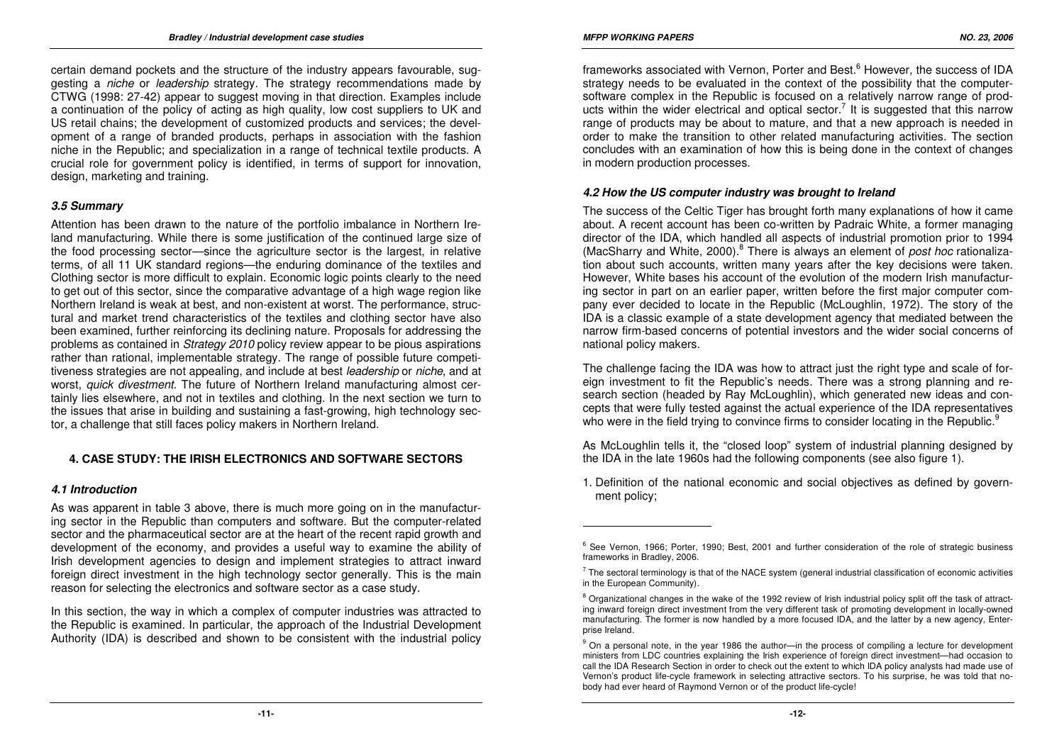certain demand pockets and the structure of the industry appears favourable, suggesting a *niche* or *leadership* strategy. The strategy recommendations made by CTWG (1998: 27-42) appear to suggest moving in that direction. Examples include a continuation of the policy of acting as high quality, low cost suppliers to UK and US retail chains; the development of customized products and services; the development of a range of branded products, perhaps in association with the fashion niche in the Republic; and specialization in a range of technical textile products. A crucial role for government policy is identified, in terms of support for innovation, design, marketing and training.

### *3.5 Summary*

Attention has been drawn to the nature of the portfolio imbalance in Northern Ireland manufacturing. While there is some justification of the continued large size of the food processing sector—since the agriculture sector is the largest, in relative terms, of all 11 UK standard regions—the enduring dominance of the textiles and Clothing sector is more difficult to explain. Economic logic points clearly to the need to get out of this sector, since the comparative advantage of a high wage region like Northern Ireland is weak at best, and non-existent at worst. The performance, structural and market trend characteristics of the textiles and clothing sector have also been examined, further reinforcing its declining nature. Proposals for addressing the problems as contained in *Strategy 2010* policy review appear to be pious aspirations rather than rational, implementable strategy. The range of possible future competitiveness strategies are not appealing, and include at best *leadership* or *niche*, and at worst, *quick divestment*. The future of Northern Ireland manufacturing almost certainly lies elsewhere, and not in textiles and clothing. In the next section we turn to the issues that arise in building and sustaining a fast-growing, high technology sector, a challenge that still faces policy makers in Northern Ireland.

## 4. CASE STUDY: THE IRISH ELECTRONICS AND SOFTWARE SECTORS

### *4.1 Introduction*

As was apparent in table 3 above, there is much more going on in the manufacturing sector in the Republic than computers and software. But the computer-related sector and the pharmaceutical sector are at the heart of the recent rapid growth and development of the economy, and provides a useful way to examine the ability of Irish development agencies to design and implement strategies to attract inward foreign direct investment in the high technology sector generally. This is the main reason for selecting the electronics and software sector as a case study.

In this section, the way in which a complex of computer industries was attracted to the Republic is examined. In particular, the approach of the Industrial Development Authority (IDA) is described and shown to be consistent with the industrial policy frameworks associated with Vernon, Porter and Best.[6] However, the success of IDA strategy needs to be evaluated in the context of the possibility that the computer-software complex in the Republic is focused on a relatively narrow range of products within the wider electrical and optical sector.[7] It is suggested that this narrow range of products may be about to mature, and that a new approach is needed in order to make the transition to other related manufacturing activities. The section concludes with an examination of how this is being done in the context of changes in modern production processes.

### *4.2 How the US computer industry was brought to Ireland*

The success of the Celtic Tiger has brought forth many explanations of how it came about. A recent account has been co-written by Padraic White, a former managing director of the IDA, which handled all aspects of industrial promotion prior to 1994 (MacSharry and White, 2000).[8] There is always an element of *post hoc* rationalization about such accounts, written many years after the key decisions were taken. However, White bases his account of the evolution of the modern Irish manufacturing sector in part on an earlier paper, written before the first major computer company ever decided to locate in the Republic (McLoughlin, 1972). The story of the IDA is a classic example of a state development agency that mediated between the narrow firm-based concerns of potential investors and the wider social concerns of national policy makers.

The challenge facing the IDA was how to attract just the right type and scale of foreign investment to fit the Republic's needs. There was a strong planning and research section (headed by Ray McLoughlin), which generated new ideas and concepts that were fully tested against the actual experience of the IDA representatives who were in the field trying to convince firms to consider locating in the Republic.[9]

As McLoughlin tells it, the "closed loop" system of industrial planning designed by the IDA in the late 1960s had the following components (see also figure 1).

1. Definition of the national economic and social objectives as defined by government policy;

---

[6] See Vernon, 1966; Porter, 1990; Best, 2001 and further consideration of the role of strategic business frameworks in Bradley, 2006.

[7] The sectoral terminology is that of the NACE system (general industrial classification of economic activities in the European Community).

[8] Organizational changes in the wake of the 1992 review of Irish industrial policy split off the task of attracting inward foreign direct investment from the very different task of promoting development in locally-owned manufacturing. The former is now handled by a more focused IDA, and the latter by a new agency, Enterprise Ireland.

[9] On a personal note, in the year 1986 the author—in the process of compiling a lecture for development ministers from LDC countries explaining the Irish experience of foreign direct investment—had occasion to call the IDA Research Section in order to check out the extent to which IDA policy analysts had made use of Vernon's product life-cycle framework in selecting attractive sectors. To his surprise, he was told that nobody had ever heard of Raymond Vernon or of the product life-cycle!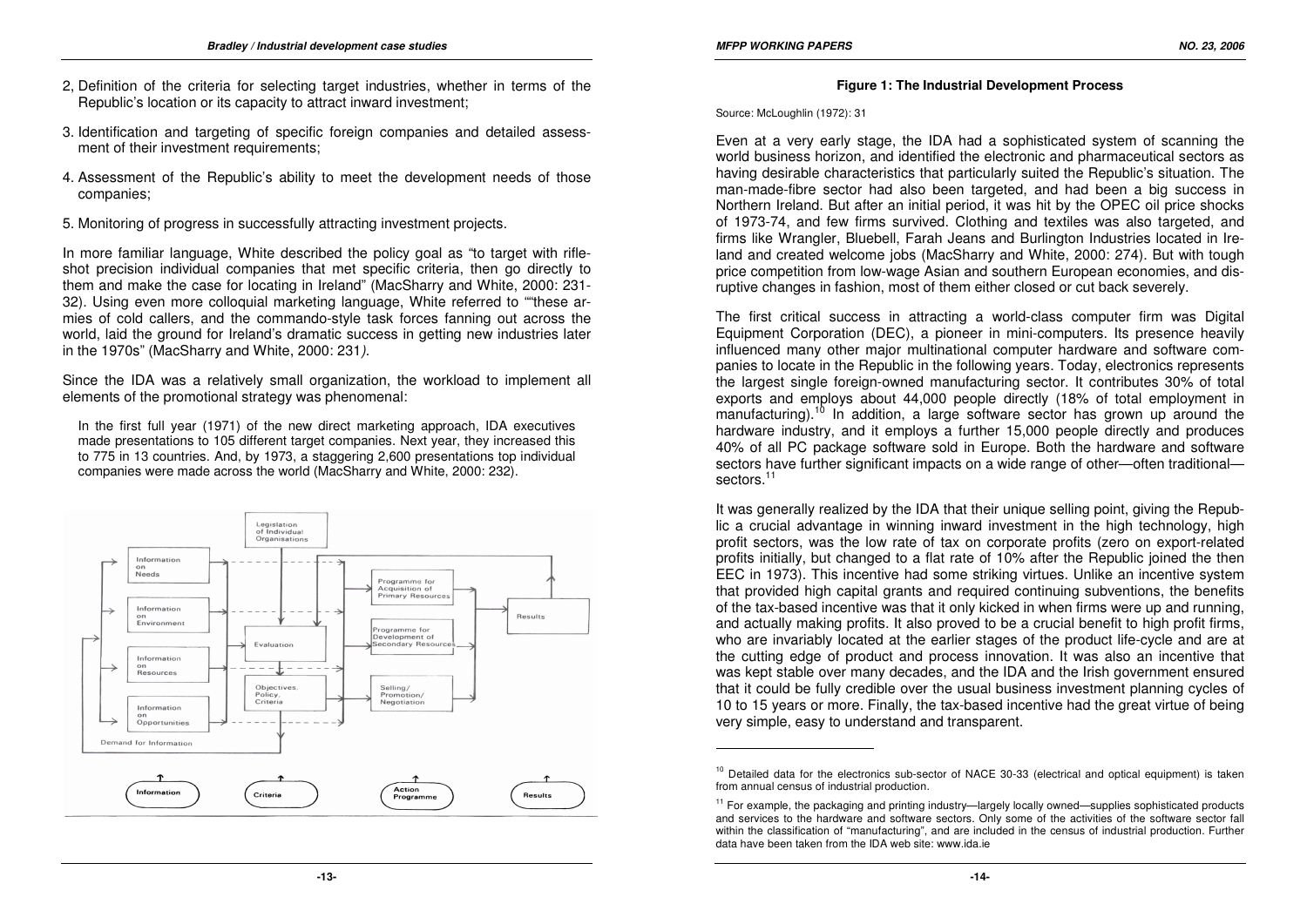2, Definition of the criteria for selecting target industries, whether in terms of the Republic's location or its capacity to attract inward investment;

3. Identification and targeting of specific foreign companies and detailed assessment of their investment requirements;

4. Assessment of the Republic's ability to meet the development needs of those companies;

5. Monitoring of progress in successfully attracting investment projects.

In more familiar language, White described the policy goal as "to target with rifle-shot precision individual companies that met specific criteria, then go directly to them and make the case for locating in Ireland" (MacSharry and White, 2000: 231-32). Using even more colloquial marketing language, White referred to ""these armies of cold callers, and the commando-style task forces fanning out across the world, laid the ground for Ireland's dramatic success in getting new industries later in the 1970s" (MacSharry and White, 2000: 231*).*

Since the IDA was a relatively small organization, the workload to implement all elements of the promotional strategy was phenomenal:

> In the first full year (1971) of the new direct marketing approach, IDA executives made presentations to 105 different target companies. Next year, they increased this to 775 in 13 countries. And, by 1973, a staggering 2,600 presentations top individual companies were made across the world (MacSharry and White, 2000: 232).

**Figure 1: The Industrial Development Process**

Source: McLoughlin (1972): 31

Even at a very early stage, the IDA had a sophisticated system of scanning the world business horizon, and identified the electronic and pharmaceutical sectors as having desirable characteristics that particularly suited the Republic's situation. The man-made-fibre sector had also been targeted, and had been a big success in Northern Ireland. But after an initial period, it was hit by the OPEC oil price shocks of 1973-74, and few firms survived. Clothing and textiles was also targeted, and firms like Wrangler, Bluebell, Farah Jeans and Burlington Industries located in Ireland and created welcome jobs (MacSharry and White, 2000: 274). But with tough price competition from low-wage Asian and southern European economies, and disruptive changes in fashion, most of them either closed or cut back severely.

The first critical success in attracting a world-class computer firm was Digital Equipment Corporation (DEC), a pioneer in mini-computers. Its presence heavily influenced many other major multinational computer hardware and software companies to locate in the Republic in the following years. Today, electronics represents the largest single foreign-owned manufacturing sector. It contributes 30% of total exports and employs about 44,000 people directly (18% of total employment in manufacturing).[10] In addition, a large software sector has grown up around the hardware industry, and it employs a further 15,000 people directly and produces 40% of all PC package software sold in Europe. Both the hardware and software sectors have further significant impacts on a wide range of other—often traditional—sectors.[11]

It was generally realized by the IDA that their unique selling point, giving the Republic a crucial advantage in winning inward investment in the high technology, high profit sectors, was the low rate of tax on corporate profits (zero on export-related profits initially, but changed to a flat rate of 10% after the Republic joined the then EEC in 1973). This incentive had some striking virtues. Unlike an incentive system that provided high capital grants and required continuing subventions, the benefits of the tax-based incentive was that it only kicked in when firms were up and running, and actually making profits. It also proved to be a crucial benefit to high profit firms, who are invariably located at the earlier stages of the product life-cycle and are at the cutting edge of product and process innovation. It was also an incentive that was kept stable over many decades, and the IDA and the Irish government ensured that it could be fully credible over the usual business investment planning cycles of 10 to 15 years or more. Finally, the tax-based incentive had the great virtue of being very simple, easy to understand and transparent.

---

[10] Detailed data for the electronics sub-sector of NACE 30-33 (electrical and optical equipment) is taken from annual census of industrial production.

[11] For example, the packaging and printing industry—largely locally owned—supplies sophisticated products and services to the hardware and software sectors. Only some of the activities of the software sector fall within the classification of "manufacturing", and are included in the census of industrial production. Further data have been taken from the IDA web site: www.ida.ie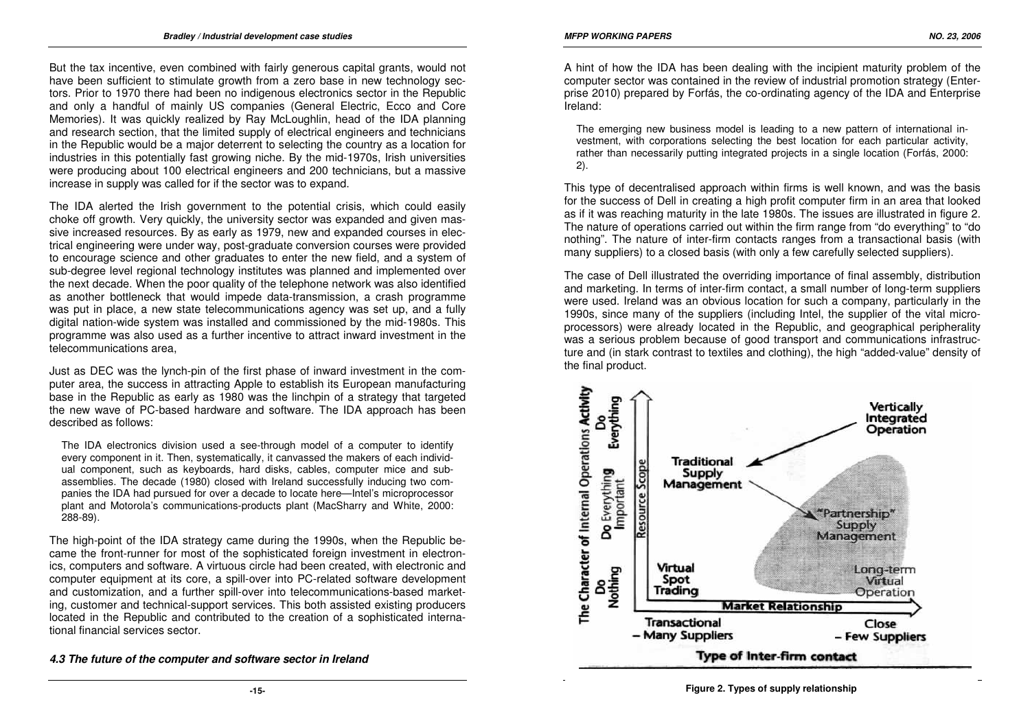But the tax incentive, even combined with fairly generous capital grants, would not have been sufficient to stimulate growth from a zero base in new technology sectors. Prior to 1970 there had been no indigenous electronics sector in the Republic and only a handful of mainly US companies (General Electric, Ecco and Core Memories). It was quickly realized by Ray McLoughlin, head of the IDA planning and research section, that the limited supply of electrical engineers and technicians in the Republic would be a major deterrent to selecting the country as a location for industries in this potentially fast growing niche. By the mid-1970s, Irish universities were producing about 100 electrical engineers and 200 technicians, but a massive increase in supply was called for if the sector was to expand.

The IDA alerted the Irish government to the potential crisis, which could easily choke off growth. Very quickly, the university sector was expanded and given massive increased resources. By as early as 1979, new and expanded courses in electrical engineering were under way, post-graduate conversion courses were provided to encourage science and other graduates to enter the new field, and a system of sub-degree level regional technology institutes was planned and implemented over the next decade. When the poor quality of the telephone network was also identified as another bottleneck that would impede data-transmission, a crash programme was put in place, a new state telecommunications agency was set up, and a fully digital nation-wide system was installed and commissioned by the mid-1980s. This programme was also used as a further incentive to attract inward investment in the telecommunications area,

Just as DEC was the lynch-pin of the first phase of inward investment in the computer area, the success in attracting Apple to establish its European manufacturing base in the Republic as early as 1980 was the linchpin of a strategy that targeted the new wave of PC-based hardware and software. The IDA approach has been described as follows:

> The IDA electronics division used a see-through model of a computer to identify every component in it. Then, systematically, it canvassed the makers of each individual component, such as keyboards, hard disks, cables, computer mice and sub-assemblies. The decade (1980) closed with Ireland successfully inducing two companies the IDA had pursued for over a decade to locate here—Intel's microprocessor plant and Motorola's communications-products plant (MacSharry and White, 2000: 288-89).

The high-point of the IDA strategy came during the 1990s, when the Republic became the front-runner for most of the sophisticated foreign investment in electronics, computers and software. A virtuous circle had been created, with electronic and computer equipment at its core, a spill-over into PC-related software development and customization, and a further spill-over into telecommunications-based marketing, customer and technical-support services. This both assisted existing producers located in the Republic and contributed to the creation of a sophisticated international financial services sector.

### *4.3 The future of the computer and software sector in Ireland*

A hint of how the IDA has been dealing with the incipient maturity problem of the computer sector was contained in the review of industrial promotion strategy (Enterprise 2010) prepared by Forfás, the co-ordinating agency of the IDA and Enterprise Ireland:

> The emerging new business model is leading to a new pattern of international investment, with corporations selecting the best location for each particular activity, rather than necessarily putting integrated projects in a single location (Forfás, 2000: 2).

This type of decentralised approach within firms is well known, and was the basis for the success of Dell in creating a high profit computer firm in an area that looked as if it was reaching maturity in the late 1980s. The issues are illustrated in figure 2. The nature of operations carried out within the firm range from "do everything" to "do nothing". The nature of inter-firm contacts ranges from a transactional basis (with many suppliers) to a closed basis (with only a few carefully selected suppliers).

The case of Dell illustrated the overriding importance of final assembly, distribution and marketing. In terms of inter-firm contact, a small number of long-term suppliers were used. Ireland was an obvious location for such a company, particularly in the 1990s, since many of the suppliers (including Intel, the supplier of the vital microprocessors) were already located in the Republic, and geographical peripherality was a serious problem because of good transport and communications infrastructure and (in stark contrast to textiles and clothing), the high "added-value" density of the final product.

**Figure 2. Types of supply relationship**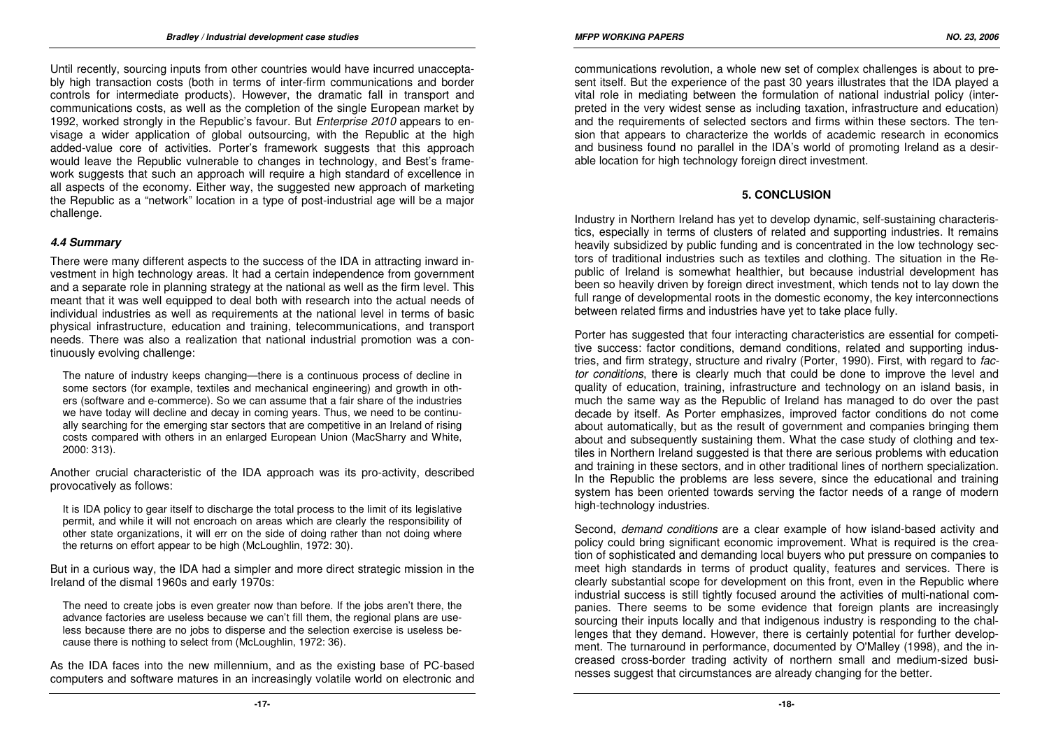Until recently, sourcing inputs from other countries would have incurred unacceptably high transaction costs (both in terms of inter-firm communications and border controls for intermediate products). However, the dramatic fall in transport and communications costs, as well as the completion of the single European market by 1992, worked strongly in the Republic's favour. But *Enterprise 2010* appears to envisage a wider application of global outsourcing, with the Republic at the high added-value core of activities. Porter's framework suggests that this approach would leave the Republic vulnerable to changes in technology, and Best's framework suggests that such an approach will require a high standard of excellence in all aspects of the economy. Either way, the suggested new approach of marketing the Republic as a "network" location in a type of post-industrial age will be a major challenge.

### *4.4 Summary*

There were many different aspects to the success of the IDA in attracting inward investment in high technology areas. It had a certain independence from government and a separate role in planning strategy at the national as well as the firm level. This meant that it was well equipped to deal both with research into the actual needs of individual industries as well as requirements at the national level in terms of basic physical infrastructure, education and training, telecommunications, and transport needs. There was also a realization that national industrial promotion was a continuously evolving challenge:

> The nature of industry keeps changing—there is a continuous process of decline in some sectors (for example, textiles and mechanical engineering) and growth in others (software and e-commerce). So we can assume that a fair share of the industries we have today will decline and decay in coming years. Thus, we need to be continually searching for the emerging star sectors that are competitive in an Ireland of rising costs compared with others in an enlarged European Union (MacSharry and White, 2000: 313).

Another crucial characteristic of the IDA approach was its pro-activity, described provocatively as follows:

> It is IDA policy to gear itself to discharge the total process to the limit of its legislative permit, and while it will not encroach on areas which are clearly the responsibility of other state organizations, it will err on the side of doing rather than not doing where the returns on effort appear to be high (McLoughlin, 1972: 30).

But in a curious way, the IDA had a simpler and more direct strategic mission in the Ireland of the dismal 1960s and early 1970s:

> The need to create jobs is even greater now than before. If the jobs aren't there, the advance factories are useless because we can't fill them, the regional plans are useless because there are no jobs to disperse and the selection exercise is useless because there is nothing to select from (McLoughlin, 1972: 36).

As the IDA faces into the new millennium, and as the existing base of PC-based computers and software matures in an increasingly volatile world on electronic and communications revolution, a whole new set of complex challenges is about to present itself. But the experience of the past 30 years illustrates that the IDA played a vital role in mediating between the formulation of national industrial policy (interpreted in the very widest sense as including taxation, infrastructure and education) and the requirements of selected sectors and firms within these sectors. The tension that appears to characterize the worlds of academic research in economics and business found no parallel in the IDA's world of promoting Ireland as a desirable location for high technology foreign direct investment.

## 5. CONCLUSION

Industry in Northern Ireland has yet to develop dynamic, self-sustaining characteristics, especially in terms of clusters of related and supporting industries. It remains heavily subsidized by public funding and is concentrated in the low technology sectors of traditional industries such as textiles and clothing. The situation in the Republic of Ireland is somewhat healthier, but because industrial development has been so heavily driven by foreign direct investment, which tends not to lay down the full range of developmental roots in the domestic economy, the key interconnections between related firms and industries have yet to take place fully.

Porter has suggested that four interacting characteristics are essential for competitive success: factor conditions, demand conditions, related and supporting industries, and firm strategy, structure and rivalry (Porter, 1990). First, with regard to *factor conditions*, there is clearly much that could be done to improve the level and quality of education, training, infrastructure and technology on an island basis, in much the same way as the Republic of Ireland has managed to do over the past decade by itself. As Porter emphasizes, improved factor conditions do not come about automatically, but as the result of government and companies bringing them about and subsequently sustaining them. What the case study of clothing and textiles in Northern Ireland suggested is that there are serious problems with education and training in these sectors, and in other traditional lines of northern specialization. In the Republic the problems are less severe, since the educational and training system has been oriented towards serving the factor needs of a range of modern high-technology industries.

Second, *demand conditions* are a clear example of how island-based activity and policy could bring significant economic improvement. What is required is the creation of sophisticated and demanding local buyers who put pressure on companies to meet high standards in terms of product quality, features and services. There is clearly substantial scope for development on this front, even in the Republic where industrial success is still tightly focused around the activities of multi-national companies. There seems to be some evidence that foreign plants are increasingly sourcing their inputs locally and that indigenous industry is responding to the challenges that they demand. However, there is certainly potential for further development. The turnaround in performance, documented by O'Malley (1998), and the increased cross-border trading activity of northern small and medium-sized businesses suggest that circumstances are already changing for the better.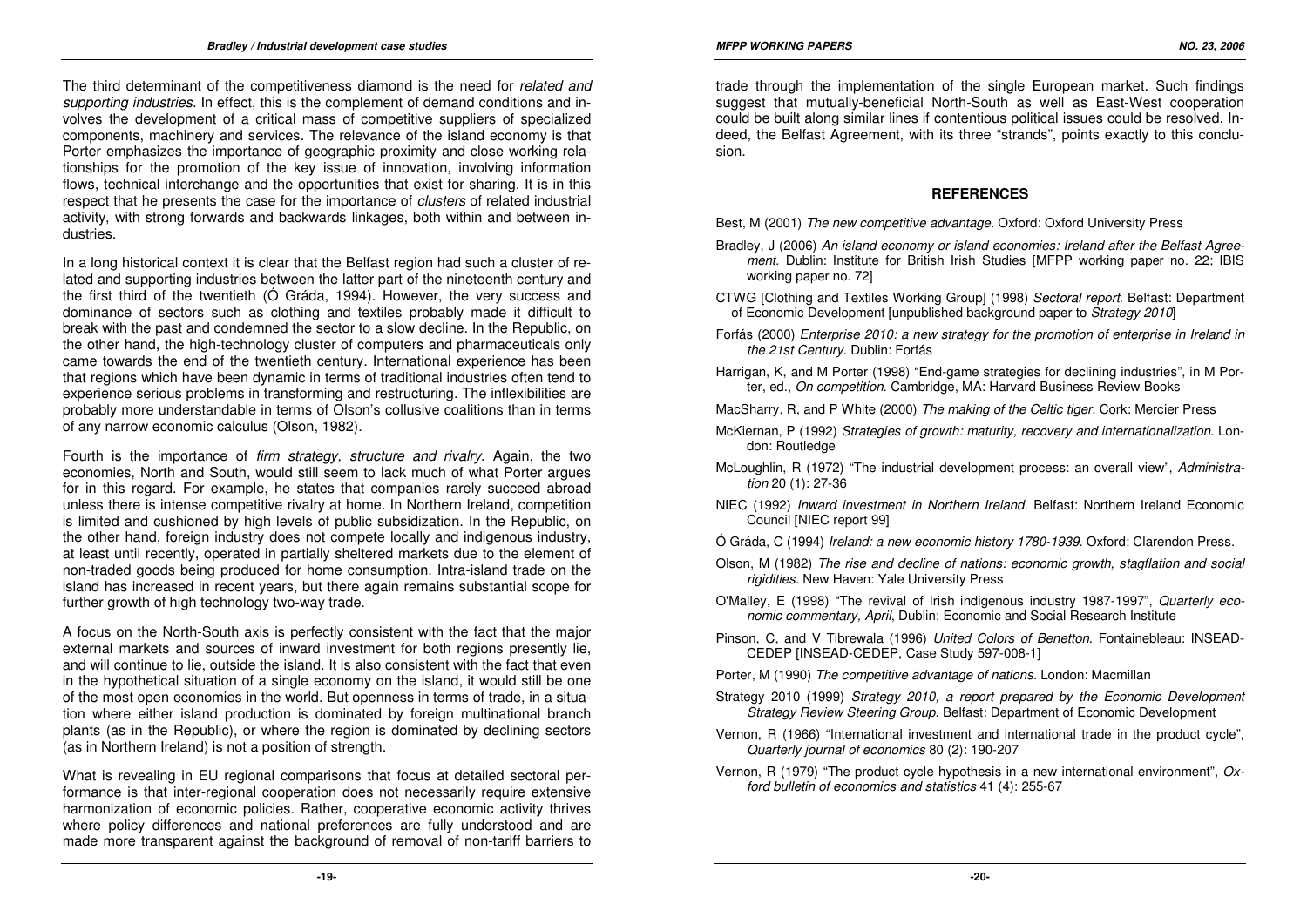The third determinant of the competitiveness diamond is the need for *related and supporting industries*. In effect, this is the complement of demand conditions and involves the development of a critical mass of competitive suppliers of specialized components, machinery and services. The relevance of the island economy is that Porter emphasizes the importance of geographic proximity and close working relationships for the promotion of the key issue of innovation, involving information flows, technical interchange and the opportunities that exist for sharing. It is in this respect that he presents the case for the importance of *clusters* of related industrial activity, with strong forwards and backwards linkages, both within and between industries.

In a long historical context it is clear that the Belfast region had such a cluster of related and supporting industries between the latter part of the nineteenth century and the first third of the twentieth (Ó Gráda, 1994). However, the very success and dominance of sectors such as clothing and textiles probably made it difficult to break with the past and condemned the sector to a slow decline. In the Republic, on the other hand, the high-technology cluster of computers and pharmaceuticals only came towards the end of the twentieth century. International experience has been that regions which have been dynamic in terms of traditional industries often tend to experience serious problems in transforming and restructuring. The inflexibilities are probably more understandable in terms of Olson's collusive coalitions than in terms of any narrow economic calculus (Olson, 1982).

Fourth is the importance of *firm strategy, structure and rivalry*. Again, the two economies, North and South, would still seem to lack much of what Porter argues for in this regard. For example, he states that companies rarely succeed abroad unless there is intense competitive rivalry at home. In Northern Ireland, competition is limited and cushioned by high levels of public subsidization. In the Republic, on the other hand, foreign industry does not compete locally and indigenous industry, at least until recently, operated in partially sheltered markets due to the element of non-traded goods being produced for home consumption. Intra-island trade on the island has increased in recent years, but there again remains substantial scope for further growth of high technology two-way trade.

A focus on the North-South axis is perfectly consistent with the fact that the major external markets and sources of inward investment for both regions presently lie, and will continue to lie, outside the island. It is also consistent with the fact that even in the hypothetical situation of a single economy on the island, it would still be one of the most open economies in the world. But openness in terms of trade, in a situation where either island production is dominated by foreign multinational branch plants (as in the Republic), or where the region is dominated by declining sectors (as in Northern Ireland) is not a position of strength.

What is revealing in EU regional comparisons that focus at detailed sectoral performance is that inter-regional cooperation does not necessarily require extensive harmonization of economic policies. Rather, cooperative economic activity thrives where policy differences and national preferences are fully understood and are made more transparent against the background of removal of non-tariff barriers to trade through the implementation of the single European market. Such findings suggest that mutually-beneficial North-South as well as East-West cooperation could be built along similar lines if contentious political issues could be resolved. Indeed, the Belfast Agreement, with its three "strands", points exactly to this conclusion.

## REFERENCES

Best, M (2001) *The new competitive advantage*. Oxford: Oxford University Press

Bradley, J (2006) *An island economy or island economies: Ireland after the Belfast Agreement*. Dublin: Institute for British Irish Studies [MFPP working paper no. 22; IBIS working paper no. 72]

CTWG [Clothing and Textiles Working Group] (1998) *Sectoral report*. Belfast: Department of Economic Development [unpublished background paper to *Strategy 2010*]

Forfás (2000) *Enterprise 2010: a new strategy for the promotion of enterprise in Ireland in the 21st Century*. Dublin: Forfás

Harrigan, K, and M Porter (1998) "End-game strategies for declining industries", in M Porter, ed., *On competition*. Cambridge, MA: Harvard Business Review Books

MacSharry, R, and P White (2000) *The making of the Celtic tiger*. Cork: Mercier Press

McKiernan, P (1992) *Strategies of growth: maturity, recovery and internationalization*. London: Routledge

McLoughlin, R (1972) "The industrial development process: an overall view", *Administration* 20 (1): 27-36

NIEC (1992) *Inward investment in Northern Ireland*. Belfast: Northern Ireland Economic Council [NIEC report 99]

Ó Gráda, C (1994) *Ireland: a new economic history 1780-1939*. Oxford: Clarendon Press.

Olson, M (1982) *The rise and decline of nations: economic growth, stagflation and social rigidities*. New Haven: Yale University Press

O'Malley, E (1998) "The revival of Irish indigenous industry 1987-1997", *Quarterly economic commentary, April*, Dublin: Economic and Social Research Institute

Pinson, C, and V Tibrewala (1996) *United Colors of Benetton*. Fontainebleau: INSEAD-CEDEP [INSEAD-CEDEP, Case Study 597-008-1]

Porter, M (1990) *The competitive advantage of nations*. London: Macmillan

Strategy 2010 (1999) *Strategy 2010, a report prepared by the Economic Development Strategy Review Steering Group*. Belfast: Department of Economic Development

Vernon, R (1966) "International investment and international trade in the product cycle", *Quarterly journal of economics* 80 (2): 190-207

Vernon, R (1979) "The product cycle hypothesis in a new international environment", *Oxford bulletin of economics and statistics* 41 (4): 255-67